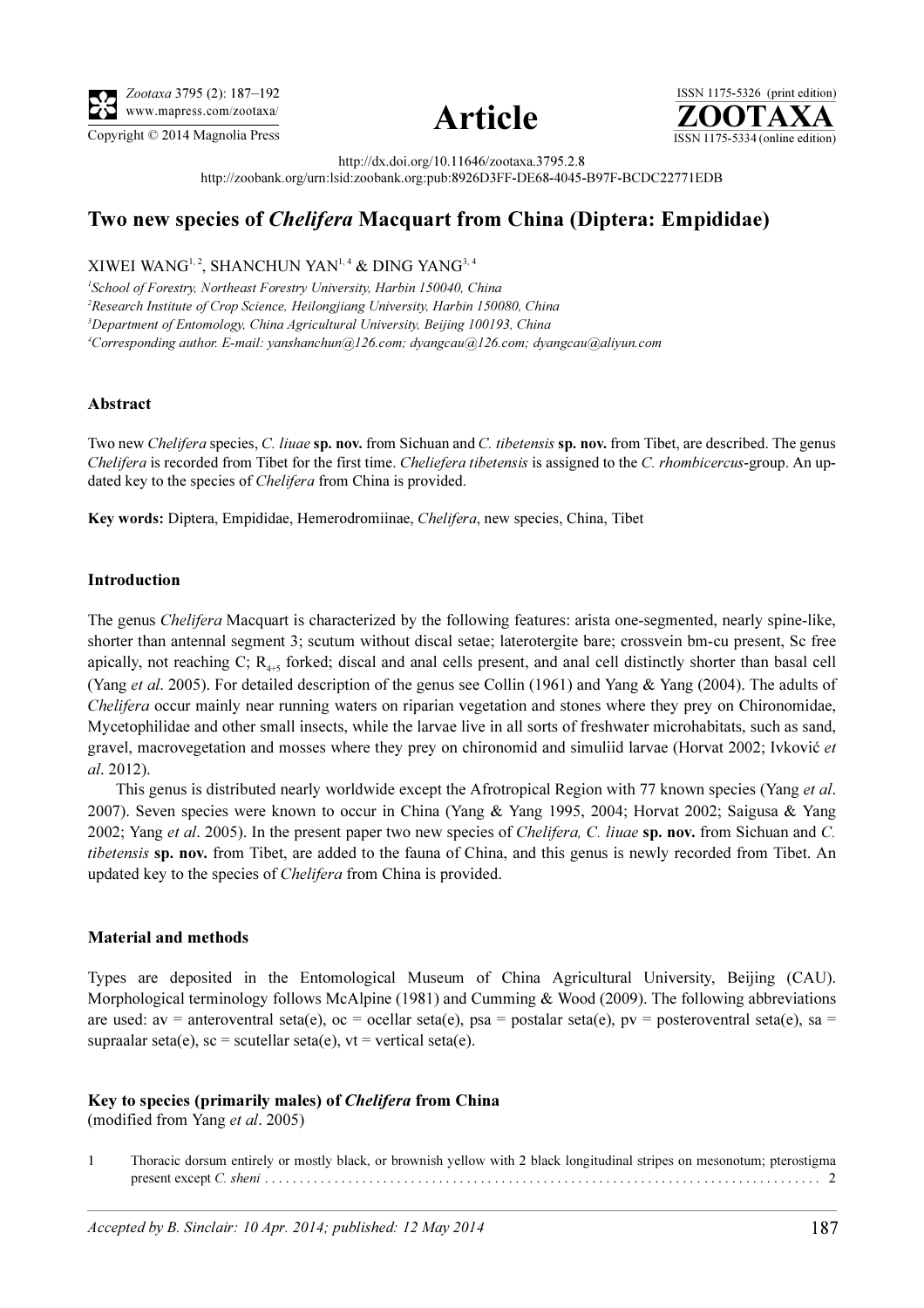http://dx.doi.org/10.11646/zootaxa.3795.2.8

http://zoobank.org/urn:lsid:zoobank.org:pub:8926D3FF-DE68-4045-B97F-BCDC22771EDB

# Two new species of *Chelifera* Macquart from China (Diptera: Empididae)

XIWEI WANG[1, 2], SHANCHUN YAN[1, 4] & DING YANG[3, 4]

[1]*School of Forestry, Northeast Forestry University, Harbin 150040, China*

[2]*Research Institute of Crop Science, Heilongjiang University, Harbin 150080, China*

[3]*Department of Entomology, China Agricultural University, Beijing 100193, China*

[4]*Corresponding author. E-mail: yanshanchun@126.com; dyangcau@126.com; dyangcau@aliyun.com*

### Abstract

Two new *Chelifera* species, *C. liuae* **sp. nov.** from Sichuan and *C. tibetensis* **sp. nov.** from Tibet, are described. The genus *Chelifera* is recorded from Tibet for the first time. *Cheliefera tibetensis* is assigned to the *C. rhombicercus*-group. An updated key to the species of *Chelifera* from China is provided.

**Key words:** Diptera, Empididae, Hemerodromiinae, *Chelifera*, new species, China, Tibet

### Introduction

The genus *Chelifera* Macquart is characterized by the following features: arista one-segmented, nearly spine-like, shorter than antennal segment 3; scutum without discal setae; laterotergite bare; crossvein bm-cu present, Sc free apically, not reaching C; $R_{4+5}$ forked; discal and anal cells present, and anal cell distinctly shorter than basal cell (Yang *et al*. 2005). For detailed description of the genus see Collin (1961) and Yang & Yang (2004). The adults of *Chelifera* occur mainly near running waters on riparian vegetation and stones where they prey on Chironomidae, Mycetophilidae and other small insects, while the larvae live in all sorts of freshwater microhabitats, such as sand, gravel, macrovegetation and mosses where they prey on chironomid and simuliid larvae (Horvat 2002; Ivković *et al*. 2012).

This genus is distributed nearly worldwide except the Afrotropical Region with 77 known species (Yang *et al*. 2007). Seven species were known to occur in China (Yang & Yang 1995, 2004; Horvat 2002; Saigusa & Yang 2002; Yang *et al*. 2005). In the present paper two new species of *Chelifera, C. liuae* **sp. nov.** from Sichuan and *C. tibetensis* **sp. nov.** from Tibet, are added to the fauna of China, and this genus is newly recorded from Tibet. An updated key to the species of *Chelifera* from China is provided.

### Material and methods

Types are deposited in the Entomological Museum of China Agricultural University, Beijing (CAU). Morphological terminology follows McAlpine (1981) and Cumming & Wood (2009). The following abbreviations are used: av = anteroventral seta(e), oc = ocellar seta(e), psa = postalar seta(e), pv = posteroventral seta(e), sa = supraalar seta(e), sc = scutellar seta(e), vt = vertical seta(e).

### Key to species (primarily males) of *Chelifera* from China

(modified from Yang *et al*. 2005)

1 Thoracic dorsum entirely or mostly black, or brownish yellow with 2 black longitudinal stripes on mesonotum; pterostigma present except *C. sheni* . . . . . . . . . . . . . . . . . . . . . . . . . . . . . . . . . . . . . . . . . . . . . . . . . . . . . . . . . . . . . . . . . . . . . . . . . . . . . . . . 2

Accepted by B. Sinclair: 10 Apr. 2014; published: 12 May 2014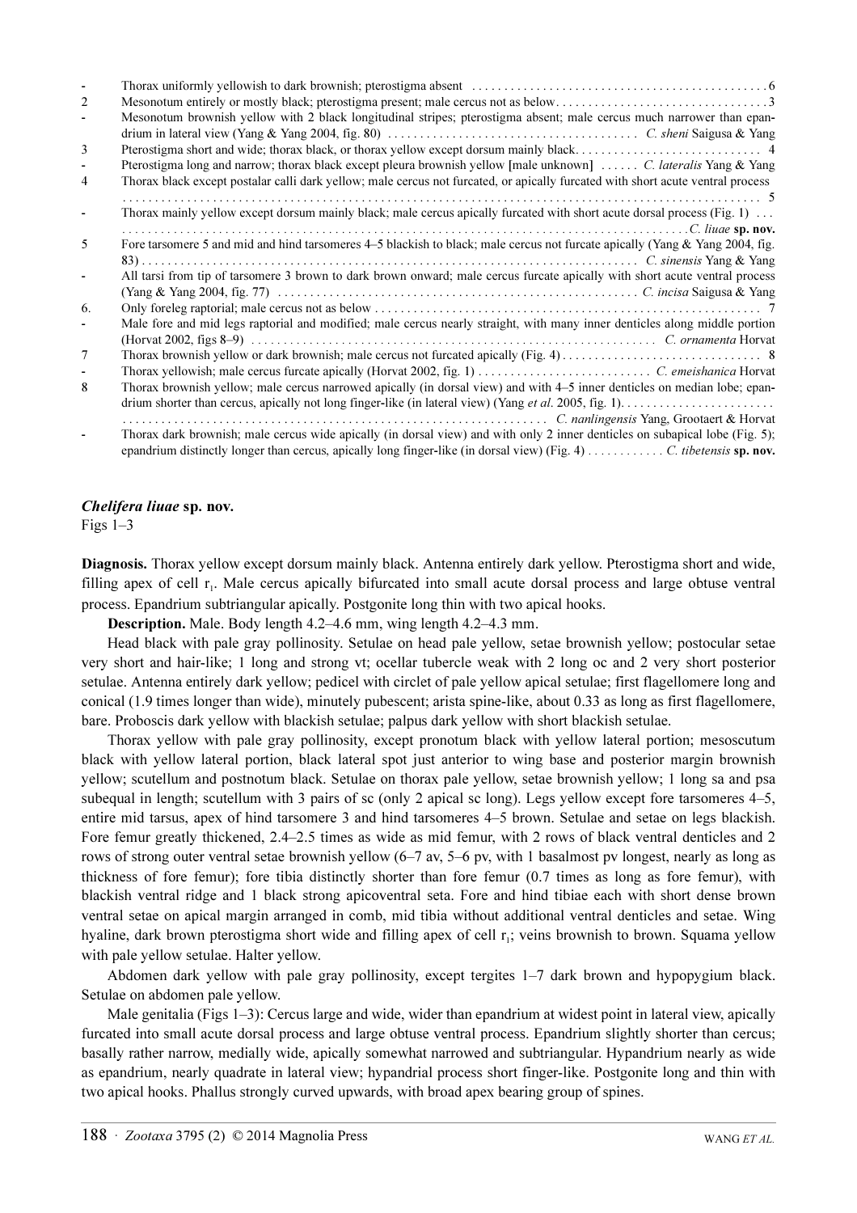- Thorax uniformly yellowish to dark brownish; pterostigma absent . . . . . . . . . . . . . . . . . . . . . . . . . . . . . . . . . . . . . . . . . . . . . . 6
2 Mesonotum entirely or mostly black; pterostigma present; male cercus not as below. . . . . . . . . . . . . . . . . . . . . . . . . . . . . . . . . 3
- Mesonotum brownish yellow with 2 black longitudinal stripes; pterostigma absent; male cercus much narrower than epandrium in lateral view (Yang & Yang 2004, fig. 80) . . . . . . . . . . . . . . . . . . . . . . . . . . . . . . . . . . . . . . . *C. sheni* Saigusa & Yang
3 Pterostigma short and wide; thorax black, or thorax yellow except dorsum mainly black. . . . . . . . . . . . . . . . . . . . . . . . . . . . . 4
- Pterostigma long and narrow; thorax black except pleura brownish yellow [male unknown] . . . . . . *C. lateralis* Yang & Yang
4 Thorax black except postalar calli dark yellow; male cercus not furcated, or apically furcated with short acute ventral process . . . . . . . . . . . . . . . . . . . . . . . . . . . . . . . . . . . . . . . . . . . . . . . . . . . . . . . . . . . . . . . . . . . . . . . . . . . . . . . . . . . . . . . . . . . . . . . 5
- Thorax mainly yellow except dorsum mainly black; male cercus apically furcated with short acute dorsal process (Fig. 1) . . . . . . . . . . . . . . . . . . . . . . . . . . . . . . . . . . . . . . . . . . . . . . . . . . . . . . . . . . . . . . . . . . . . . . . . . . . . . . . . . . . . . . . . . . . . . *C. liuae* **sp. nov.**
5 Fore tarsomere 5 and mid and hind tarsomeres 4–5 blackish to black; male cercus not furcate apically (Yang & Yang 2004, fig. 83) . . . . . . . . . . . . . . . . . . . . . . . . . . . . . . . . . . . . . . . . . . . . . . . . . . . . . . . . . . . . . . . . . . . . . . . . . . . *C. sinensis* Yang & Yang
- All tarsi from tip of tarsomere 3 brown to dark brown onward; male cercus furcate apically with short acute ventral process (Yang & Yang 2004, fig. 77) . . . . . . . . . . . . . . . . . . . . . . . . . . . . . . . . . . . . . . . . . . . . . . . . . . . . . . . *C. incisa* Saigusa & Yang
6. Only foreleg raptorial; male cercus not as below . . . . . . . . . . . . . . . . . . . . . . . . . . . . . . . . . . . . . . . . . . . . . . . . . . . . . . . . . . . 7
- Male fore and mid legs raptorial and modified; male cercus nearly straight, with many inner denticles along middle portion (Horvat 2002, figs 8–9) . . . . . . . . . . . . . . . . . . . . . . . . . . . . . . . . . . . . . . . . . . . . . . . . . . . . . . . . . . . . . . . . . *C. ornamenta* Horvat
7 Thorax brownish yellow or dark brownish; male cercus not furcated apically (Fig. 4) . . . . . . . . . . . . . . . . . . . . . . . . . . . . . . . 8
- Thorax yellowish; male cercus furcate apically (Horvat 2002, fig. 1) . . . . . . . . . . . . . . . . . . . . . . . . . . . *C. emeishanica* Horvat
8 Thorax brownish yellow; male cercus narrowed apically (in dorsal view) and with 4–5 inner denticles on median lobe; epandrium shorter than cercus, apically not long finger-like (in lateral view) (Yang *et al.* 2005, fig. 1). . . . . . . . . . . . . . . . . . . . . . . . . . . . . . . . . . . . . . . . . . . . . . . . . . . . . . . . . . . . . . . . . . . . . . . . . . . . . . . . . . . . . . . . . . . . . . *C. nanlingensis* Yang, Grootaert & Horvat
- Thorax dark brownish; male cercus wide apically (in dorsal view) and with only 2 inner denticles on subapical lobe (Fig. 5); epandrium distinctly longer than cercus, apically long finger-like (in dorsal view) (Fig. 4) . . . . . . . . . . . . *C. tibetensis* **sp. nov.**

### *Chelifera liuae* sp. nov.

Figs 1–3

**Diagnosis.** Thorax yellow except dorsum mainly black. Antenna entirely dark yellow. Pterostigma short and wide, filling apex of cell $r_1$. Male cercus apically bifurcated into small acute dorsal process and large obtuse ventral process. Epandrium subtriangular apically. Postgonite long thin with two apical hooks.

**Description.** Male. Body length 4.2–4.6 mm, wing length 4.2–4.3 mm.

Head black with pale gray pollinosity. Setulae on head pale yellow, setae brownish yellow; postocular setae very short and hair-like; 1 long and strong vt; ocellar tubercle weak with 2 long oc and 2 very short posterior setulae. Antenna entirely dark yellow; pedicel with circlet of pale yellow apical setulae; first flagellomere long and conical (1.9 times longer than wide), minutely pubescent; arista spine-like, about 0.33 as long as first flagellomere, bare. Proboscis dark yellow with blackish setulae; palpus dark yellow with short blackish setulae.

Thorax yellow with pale gray pollinosity, except pronotum black with yellow lateral portion; mesoscutum black with yellow lateral portion, black lateral spot just anterior to wing base and posterior margin brownish yellow; scutellum and postnotum black. Setulae on thorax pale yellow, setae brownish yellow; 1 long sa and psa subequal in length; scutellum with 3 pairs of sc (only 2 apical sc long). Legs yellow except fore tarsomeres 4–5, entire mid tarsus, apex of hind tarsomere 3 and hind tarsomeres 4–5 brown. Setulae and setae on legs blackish. Fore femur greatly thickened, 2.4–2.5 times as wide as mid femur, with 2 rows of black ventral denticles and 2 rows of strong outer ventral setae brownish yellow (6–7 av, 5–6 pv, with 1 basalmost pv longest, nearly as long as thickness of fore femur); fore tibia distinctly shorter than fore femur (0.7 times as long as fore femur), with blackish ventral ridge and 1 black strong apicoventral seta. Fore and hind tibiae each with short dense brown ventral setae on apical margin arranged in comb, mid tibia without additional ventral denticles and setae. Wing hyaline, dark brown pterostigma short wide and filling apex of cell $r_1$; veins brownish to brown. Squama yellow with pale yellow setulae. Halter yellow.

Abdomen dark yellow with pale gray pollinosity, except tergites 1–7 dark brown and hypopygium black. Setulae on abdomen pale yellow.

Male genitalia (Figs 1–3): Cercus large and wide, wider than epandrium at widest point in lateral view, apically furcated into small acute dorsal process and large obtuse ventral process. Epandrium slightly shorter than cercus; basally rather narrow, medially wide, apically somewhat narrowed and subtriangular. Hypandrium nearly as wide as epandrium, nearly quadrate in lateral view; hypandrial process short finger-like. Postgonite long and thin with two apical hooks. Phallus strongly curved upwards, with broad apex bearing group of spines.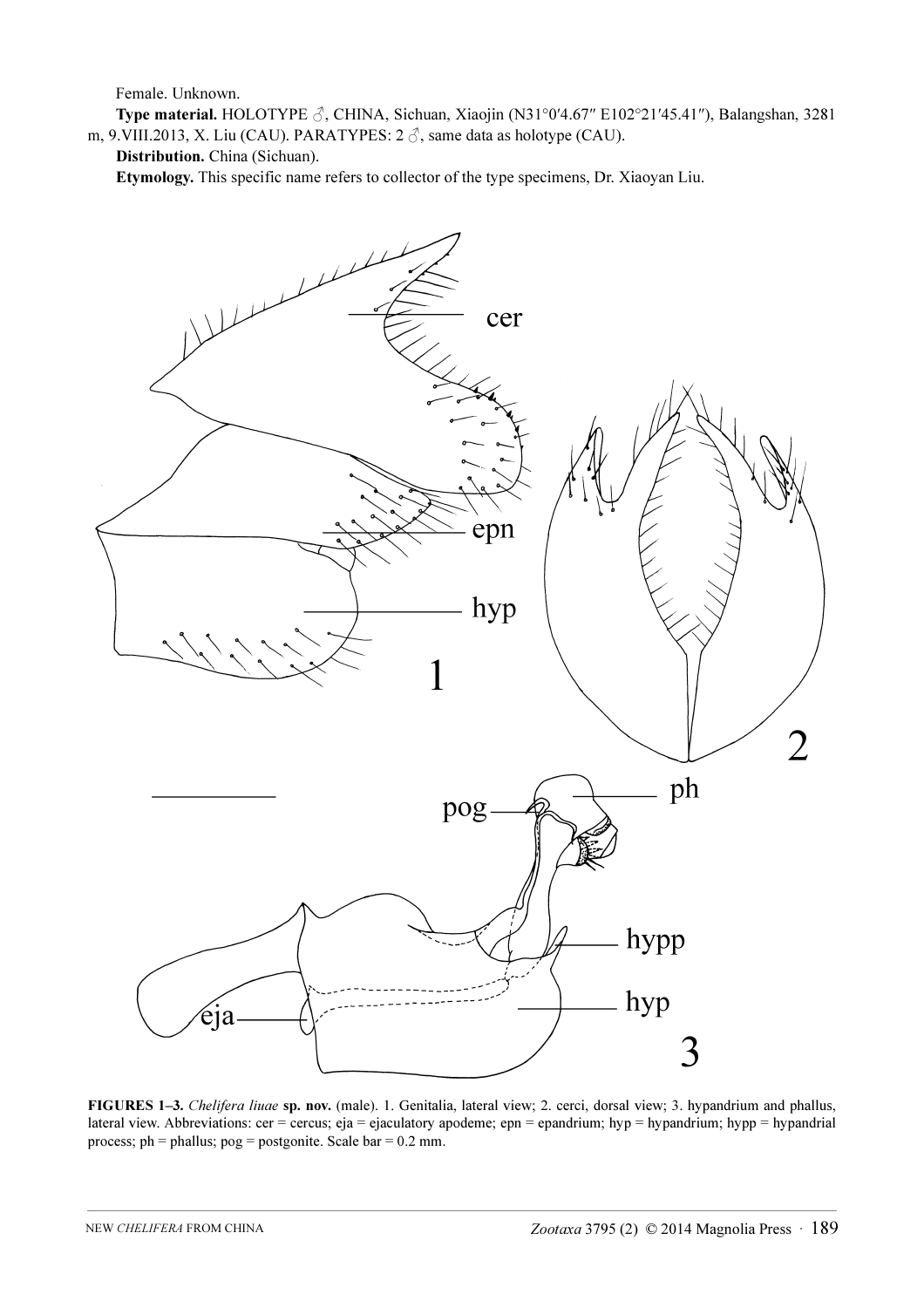Female. Unknown.

**Type material.** HOLOTYPE ♂, CHINA, Sichuan, Xiaojin (N31°0′4.67″ E102°21′45.41″), Balangshan, 3281 m, 9.VIII.2013, X. Liu (CAU). PARATYPES: 2 ♂, same data as holotype (CAU).

**Distribution.** China (Sichuan).

**Etymology.** This specific name refers to collector of the type specimens, Dr. Xiaoyan Liu.

**FIGURES 1–3.** *Chelifera liuae* **sp. nov.** (male). 1. Genitalia, lateral view; 2. cerci, dorsal view; 3. hypandrium and phallus, lateral view. Abbreviations: cer = cercus; eja = ejaculatory apodeme; epn = epandrium; hyp = hypandrium; hypp = hypandrial process; ph = phallus; pog = postgonite. Scale bar = 0.2 mm.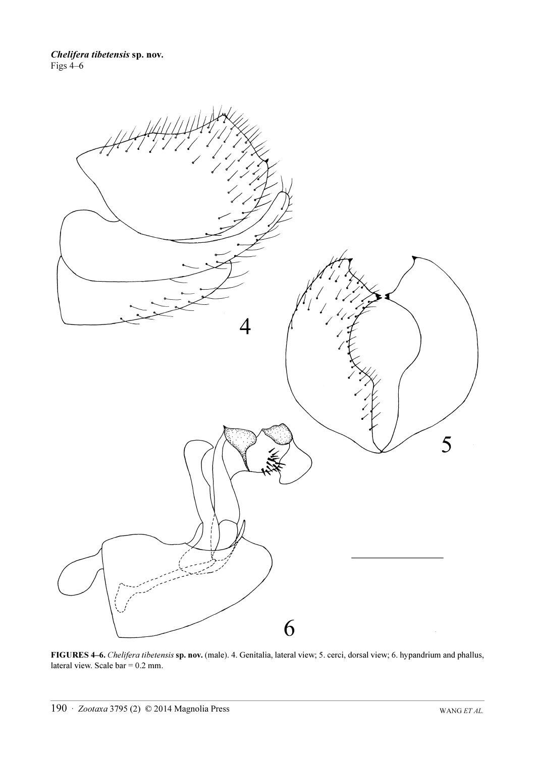***Chelifera tibetensis* sp. nov.**
Figs 4–6

**FIGURES 4–6.** *Chelifera tibetensis* **sp. nov.** (male). 4. Genitalia, lateral view; 5. cerci, dorsal view; 6. hypandrium and phallus, lateral view. Scale bar = 0.2 mm.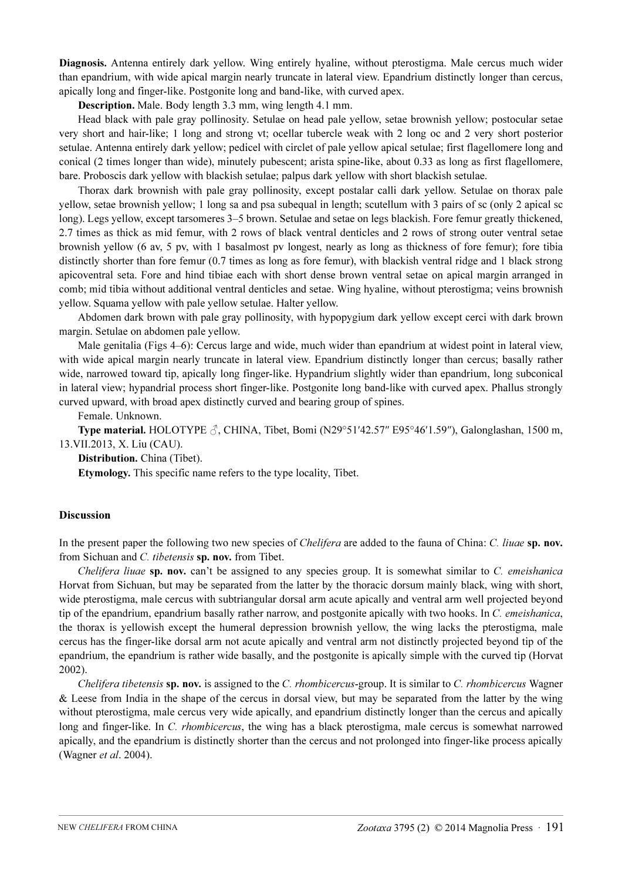**Diagnosis.** Antenna entirely dark yellow. Wing entirely hyaline, without pterostigma. Male cercus much wider than epandrium, with wide apical margin nearly truncate in lateral view. Epandrium distinctly longer than cercus, apically long and finger-like. Postgonite long and band-like, with curved apex.

**Description.** Male. Body length 3.3 mm, wing length 4.1 mm.

Head black with pale gray pollinosity. Setulae on head pale yellow, setae brownish yellow; postocular setae very short and hair-like; 1 long and strong vt; ocellar tubercle weak with 2 long oc and 2 very short posterior setulae. Antenna entirely dark yellow; pedicel with circlet of pale yellow apical setulae; first flagellomere long and conical (2 times longer than wide), minutely pubescent; arista spine-like, about 0.33 as long as first flagellomere, bare. Proboscis dark yellow with blackish setulae; palpus dark yellow with short blackish setulae.

Thorax dark brownish with pale gray pollinosity, except postalar calli dark yellow. Setulae on thorax pale yellow, setae brownish yellow; 1 long sa and psa subequal in length; scutellum with 3 pairs of sc (only 2 apical sc long). Legs yellow, except tarsomeres 3–5 brown. Setulae and setae on legs blackish. Fore femur greatly thickened, 2.7 times as thick as mid femur, with 2 rows of black ventral denticles and 2 rows of strong outer ventral setae brownish yellow (6 av, 5 pv, with 1 basalmost pv longest, nearly as long as thickness of fore femur); fore tibia distinctly shorter than fore femur (0.7 times as long as fore femur), with blackish ventral ridge and 1 black strong apicoventral seta. Fore and hind tibiae each with short dense brown ventral setae on apical margin arranged in comb; mid tibia without additional ventral denticles and setae. Wing hyaline, without pterostigma; veins brownish yellow. Squama yellow with pale yellow setulae. Halter yellow.

Abdomen dark brown with pale gray pollinosity, with hypopygium dark yellow except cerci with dark brown margin. Setulae on abdomen pale yellow.

Male genitalia (Figs 4–6): Cercus large and wide, much wider than epandrium at widest point in lateral view, with wide apical margin nearly truncate in lateral view. Epandrium distinctly longer than cercus; basally rather wide, narrowed toward tip, apically long finger-like. Hypandrium slightly wider than epandrium, long subconical in lateral view; hypandrial process short finger-like. Postgonite long band-like with curved apex. Phallus strongly curved upward, with broad apex distinctly curved and bearing group of spines.

Female. Unknown.

**Type material.** HOLOTYPE ♂, CHINA, Tibet, Bomi (N29°51′42.57″ E95°46′1.59″), Galonglashan, 1500 m, 13.VII.2013, X. Liu (CAU).

**Distribution.** China (Tibet).

**Etymology.** This specific name refers to the type locality, Tibet.

## Discussion

In the present paper the following two new species of *Chelifera* are added to the fauna of China: *C. liuae* **sp. nov.** from Sichuan and *C. tibetensis* **sp. nov.** from Tibet.

*Chelifera liuae* **sp. nov.** can't be assigned to any species group. It is somewhat similar to *C. emeishanica* Horvat from Sichuan, but may be separated from the latter by the thoracic dorsum mainly black, wing with short, wide pterostigma, male cercus with subtriangular dorsal arm acute apically and ventral arm well projected beyond tip of the epandrium, epandrium basally rather narrow, and postgonite apically with two hooks. In *C. emeishanica*, the thorax is yellowish except the humeral depression brownish yellow, the wing lacks the pterostigma, male cercus has the finger-like dorsal arm not acute apically and ventral arm not distinctly projected beyond tip of the epandrium, the epandrium is rather wide basally, and the postgonite is apically simple with the curved tip (Horvat 2002).

*Chelifera tibetensis* **sp. nov.** is assigned to the *C. rhombicercus*-group. It is similar to *C. rhombicercus* Wagner & Leese from India in the shape of the cercus in dorsal view, but may be separated from the latter by the wing without pterostigma, male cercus very wide apically, and epandrium distinctly longer than the cercus and apically long and finger-like. In *C. rhombicercus*, the wing has a black pterostigma, male cercus is somewhat narrowed apically, and the epandrium is distinctly shorter than the cercus and not prolonged into finger-like process apically (Wagner *et al*. 2004).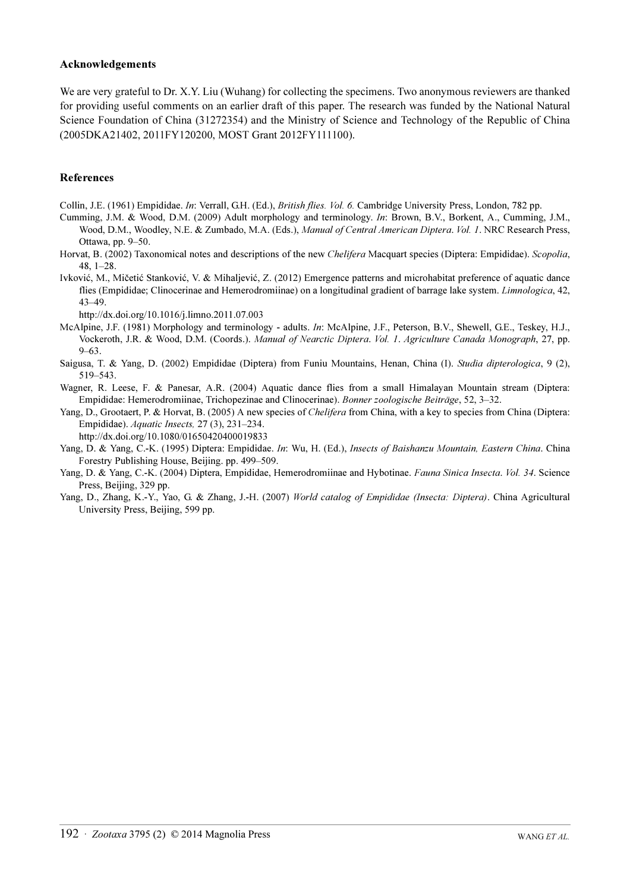## Acknowledgements

We are very grateful to Dr. X.Y. Liu (Wuhang) for collecting the specimens. Two anonymous reviewers are thanked for providing useful comments on an earlier draft of this paper. The research was funded by the National Natural Science Foundation of China (31272354) and the Ministry of Science and Technology of the Republic of China (2005DKA21402, 2011FY120200, MOST Grant 2012FY111100).

## References

Collin, J.E. (1961) Empididae. *In*: Verrall, G.H. (Ed.), *British flies. Vol. 6.* Cambridge University Press, London, 782 pp.

Cumming, J.M. & Wood, D.M. (2009) Adult morphology and terminology. *In*: Brown, B.V., Borkent, A., Cumming, J.M., Wood, D.M., Woodley, N.E. & Zumbado, M.A. (Eds.), *Manual of Central American Diptera. Vol. 1*. NRC Research Press, Ottawa, pp. 9–50.

Horvat, B. (2002) Taxonomical notes and descriptions of the new *Chelifera* Macquart species (Diptera: Empididae). *Scopolia*, 48, 1–28.

Ivković, M., Mičetić Stanković, V. & Mihaljević, Z. (2012) Emergence patterns and microhabitat preference of aquatic dance flies (Empididae; Clinocerinae and Hemerodromiinae) on a longitudinal gradient of barrage lake system. *Limnologica*, 42, 43–49.
http://dx.doi.org/10.1016/j.limno.2011.07.003

McAlpine, J.F. (1981) Morphology and terminology - adults. *In*: McAlpine, J.F., Peterson, B.V., Shewell, G.E., Teskey, H.J., Vockeroth, J.R. & Wood, D.M. (Coords.). *Manual of Nearctic Diptera*. *Vol. 1*. *Agriculture Canada Monograph*, 27, pp. 9–63.

Saigusa, T. & Yang, D. (2002) Empididae (Diptera) from Funiu Mountains, Henan, China (I). *Studia dipterologica*, 9 (2), 519–543.

Wagner, R. Leese, F. & Panesar, A.R. (2004) Aquatic dance flies from a small Himalayan Mountain stream (Diptera: Empididae: Hemerodromiinae, Trichopezinae and Clinocerinae). *Bonner zoologische Beiträge*, 52, 3–32.

Yang, D., Grootaert, P. & Horvat, B. (2005) A new species of *Chelifera* from China, with a key to species from China (Diptera: Empididae). *Aquatic Insects,* 27 (3), 231–234.
http://dx.doi.org/10.1080/01650420400019833

Yang, D. & Yang, C.-K. (1995) Diptera: Empididae. *In*: Wu, H. (Ed.), *Insects of Baishanzu Mountain, Eastern China*. China Forestry Publishing House, Beijing. pp. 499–509.

Yang, D. & Yang, C.-K. (2004) Diptera, Empididae, Hemerodromiinae and Hybotinae. *Fauna Sinica Insecta*. *Vol. 34*. Science Press, Beijing, 329 pp.

Yang, D., Zhang, K.-Y., Yao, G. & Zhang, J.-H. (2007) *World catalog of Empididae (Insecta: Diptera)*. China Agricultural University Press, Beijing, 599 pp.